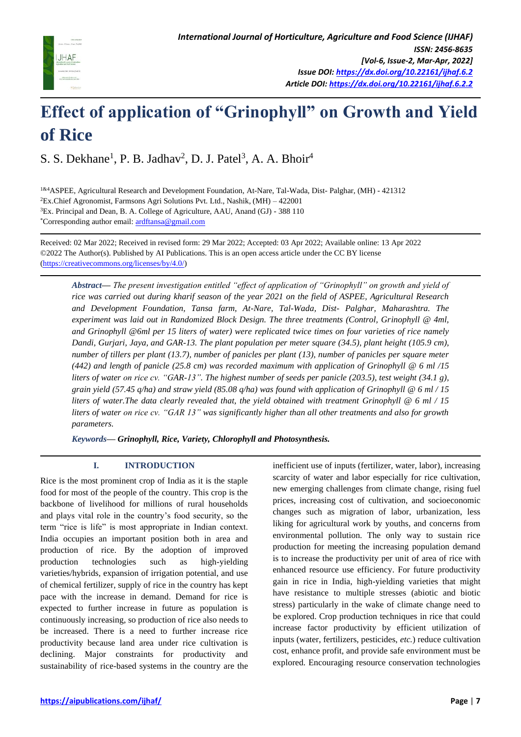# Effect of application of "Grinophyll" on Growth and Yield of Rice

S. S. Dekhane[1], P. B. Jadhav[2], D. J. Patel[3], A. A. Bhoir[4]

[1&4]ASPEE, Agricultural Research and Development Foundation, At-Nare, Tal-Wada, Dist- Palghar, (MH) - 421312
[2]Ex.Chief Agronomist, Farmsons Agri Solutions Pvt. Ltd., Nashik, (MH) – 422001
[3]Ex. Principal and Dean, B. A. College of Agriculture, AAU, Anand (GJ) - 388 110
[*]Corresponding author email: ardftansa@gmail.com

Received: 02 Mar 2022; Received in revised form: 29 Mar 2022; Accepted: 03 Apr 2022; Available online: 13 Apr 2022
©2022 The Author(s). Published by AI Publications. This is an open access article under the CC BY license (https://creativecommons.org/licenses/by/4.0/)

***Abstract*— *The present investigation entitled "effect of application of "Grinophyll" on growth and yield of rice was carried out during kharif season of the year 2021 on the field of ASPEE, Agricultural Research and Development Foundation, Tansa farm, At-Nare, Tal-Wada, Dist- Palghar, Maharashtra. The experiment was laid out in Randomized Block Design. The three treatments (Control, Grinophyll @ 4ml, and Grinophyll @6ml per 15 liters of water) were replicated twice times on four varieties of rice namely Dandi, Gurjari, Jaya, and GAR-13. The plant population per meter square (34.5), plant height (105.9 cm), number of tillers per plant (13.7), number of panicles per plant (13), number of panicles per square meter (442) and length of panicle (25.8 cm) was recorded maximum with application of Grinophyll @ 6 ml /15 liters of water on rice cv. "GAR-13". The highest number of seeds per panicle (203.5), test weight (34.1 g), grain yield (57.45 q/ha) and straw yield (85.08 q/ha) was found with application of Grinophyll @ 6 ml / 15 liters of water.The data clearly revealed that, the yield obtained with treatment Grinophyll @ 6 ml / 15 liters of water on rice cv. "GAR 13" was significantly higher than all other treatments and also for growth parameters.***

***Keywords*— Grinophyll, Rice, Variety, Chlorophyll and Photosynthesis.**

## I. INTRODUCTION

Rice is the most prominent crop of India as it is the staple food for most of the people of the country. This crop is the backbone of livelihood for millions of rural households and plays vital role in the country's food security, so the term "rice is life" is most appropriate in Indian context. India occupies an important position both in area and production of rice. By the adoption of improved production technologies such as high-yielding varieties/hybrids, expansion of irrigation potential, and use of chemical fertilizer, supply of rice in the country has kept pace with the increase in demand. Demand for rice is expected to further increase in future as population is continuously increasing, so production of rice also needs to be increased. There is a need to further increase rice productivity because land area under rice cultivation is declining. Major constraints for productivity and sustainability of rice-based systems in the country are the inefficient use of inputs (fertilizer, water, labor), increasing scarcity of water and labor especially for rice cultivation, new emerging challenges from climate change, rising fuel prices, increasing cost of cultivation, and socioeconomic changes such as migration of labor, urbanization, less liking for agricultural work by youths, and concerns from environmental pollution. The only way to sustain rice production for meeting the increasing population demand is to increase the productivity per unit of area of rice with enhanced resource use efficiency. For future productivity gain in rice in India, high-yielding varieties that might have resistance to multiple stresses (abiotic and biotic stress) particularly in the wake of climate change need to be explored. Crop production techniques in rice that could increase factor productivity by efficient utilization of inputs (water, fertilizers, pesticides, *etc.*) reduce cultivation cost, enhance profit, and provide safe environment must be explored. Encouraging resource conservation technologies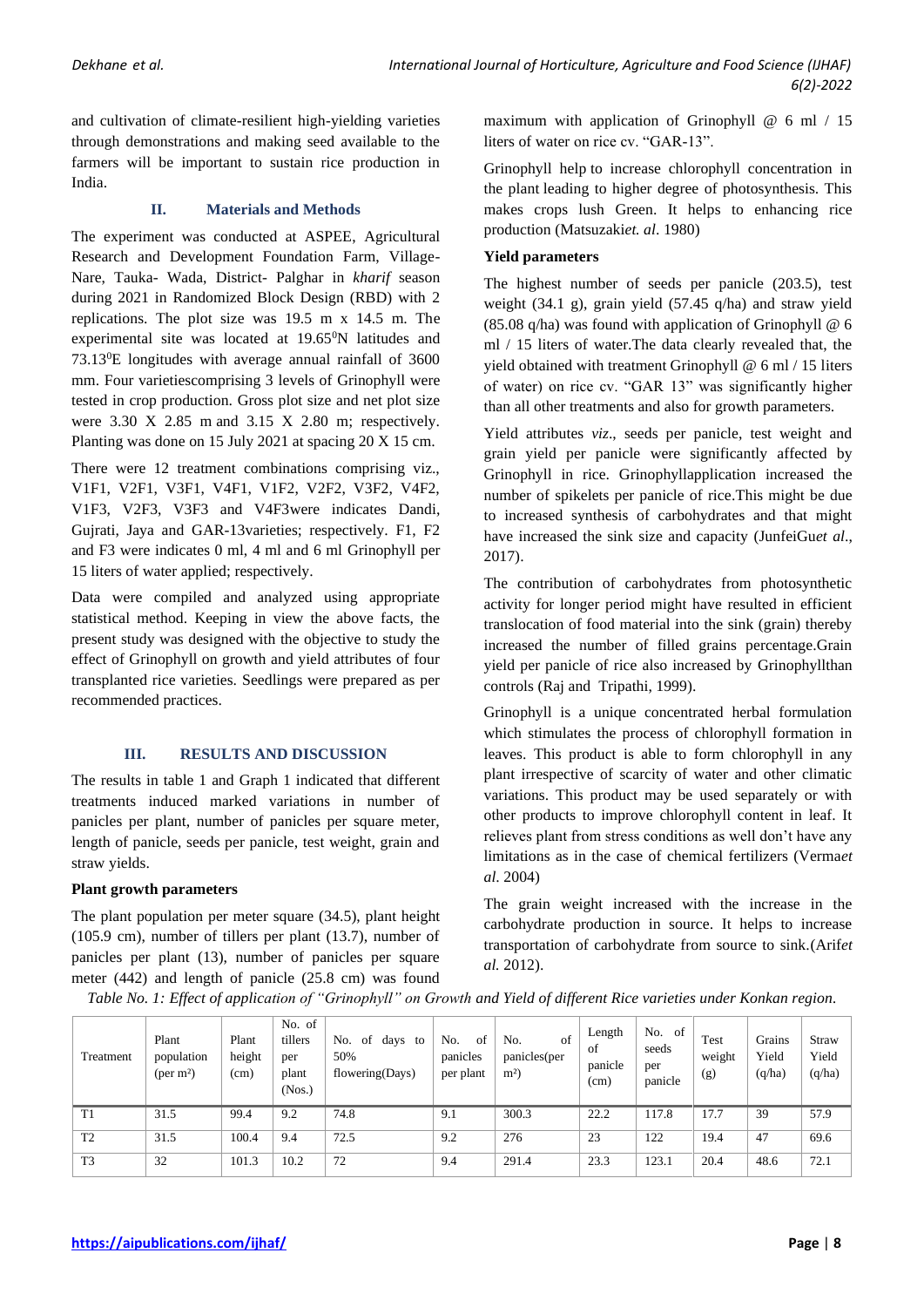and cultivation of climate-resilient high-yielding varieties through demonstrations and making seed available to the farmers will be important to sustain rice production in India.

## II. Materials and Methods

The experiment was conducted at ASPEE, Agricultural Research and Development Foundation Farm, Village-Nare, Tauka- Wada, District- Palghar in *kharif* season during 2021 in Randomized Block Design (RBD) with 2 replications. The plot size was 19.5 m x 14.5 m. The experimental site was located at $19.65^0$N latitudes and $73.13^0$E longitudes with average annual rainfall of 3600 mm. Four varietiescomprising 3 levels of Grinophyll were tested in crop production. Gross plot size and net plot size were 3.30 X 2.85 m and 3.15 X 2.80 m; respectively. Planting was done on 15 July 2021 at spacing 20 X 15 cm.

There were 12 treatment combinations comprising viz., V1F1, V2F1, V3F1, V4F1, V1F2, V2F2, V3F2, V4F2, V1F3, V2F3, V3F3 and V4F3were indicates Dandi, Gujrati, Jaya and GAR-13varieties; respectively. F1, F2 and F3 were indicates 0 ml, 4 ml and 6 ml Grinophyll per 15 liters of water applied; respectively.

Data were compiled and analyzed using appropriate statistical method. Keeping in view the above facts, the present study was designed with the objective to study the effect of Grinophyll on growth and yield attributes of four transplanted rice varieties. Seedlings were prepared as per recommended practices.

## III. RESULTS AND DISCUSSION

The results in table 1 and Graph 1 indicated that different treatments induced marked variations in number of panicles per plant, number of panicles per square meter, length of panicle, seeds per panicle, test weight, grain and straw yields.

**Plant growth parameters**

The plant population per meter square (34.5), plant height (105.9 cm), number of tillers per plant (13.7), number of panicles per plant (13), number of panicles per square meter (442) and length of panicle (25.8 cm) was found maximum with application of Grinophyll @ 6 ml / 15 liters of water on rice cv. "GAR-13".

Grinophyll help to increase chlorophyll concentration in the plant leading to higher degree of photosynthesis. This makes crops lush Green. It helps to enhancing rice production (Matsuzaki*et. al*. 1980)

**Yield parameters**

The highest number of seeds per panicle (203.5), test weight (34.1 g), grain yield (57.45 q/ha) and straw yield (85.08 q/ha) was found with application of Grinophyll @ 6 ml / 15 liters of water.The data clearly revealed that, the yield obtained with treatment Grinophyll @ 6 ml / 15 liters of water) on rice cv. "GAR 13" was significantly higher than all other treatments and also for growth parameters.

Yield attributes *viz*., seeds per panicle, test weight and grain yield per panicle were significantly affected by Grinophyll in rice. Grinophyllapplication increased the number of spikelets per panicle of rice.This might be due to increased synthesis of carbohydrates and that might have increased the sink size and capacity (JunfeiGu*et al*., 2017).

The contribution of carbohydrates from photosynthetic activity for longer period might have resulted in efficient translocation of food material into the sink (grain) thereby increased the number of filled grains percentage.Grain yield per panicle of rice also increased by Grinophyllthan controls (Raj and Tripathi, 1999).

Grinophyll is a unique concentrated herbal formulation which stimulates the process of chlorophyll formation in leaves. This product is able to form chlorophyll in any plant irrespective of scarcity of water and other climatic variations. This product may be used separately or with other products to improve chlorophyll content in leaf. It relieves plant from stress conditions as well don't have any limitations as in the case of chemical fertilizers (Verma*et al*. 2004)

The grain weight increased with the increase in the carbohydrate production in source. It helps to increase transportation of carbohydrate from source to sink.(Arif*et al.* 2012).

*Table No. 1: Effect of application of "Grinophyll" on Growth and Yield of different Rice varieties under Konkan region.*

| Treatment | Plant population (per m²) | Plant height (cm) | No. of tillers per plant (Nos.) | No. of days to 50% flowering(Days) | No. of panicles per plant | No. of panicles(per m²) | Length of panicle (cm) | No. of seeds per panicle | Test weight (g) | Grains Yield (q/ha) | Straw Yield (q/ha) |
|---|---|---|---|---|---|---|---|---|---|---|---|
| T1 | 31.5 | 99.4 | 9.2 | 74.8 | 9.1 | 300.3 | 22.2 | 117.8 | 17.7 | 39 | 57.9 |
| T2 | 31.5 | 100.4 | 9.4 | 72.5 | 9.2 | 276 | 23 | 122 | 19.4 | 47 | 69.6 |
| T3 | 32 | 101.3 | 10.2 | 72 | 9.4 | 291.4 | 23.3 | 123.1 | 20.4 | 48.6 | 72.1 |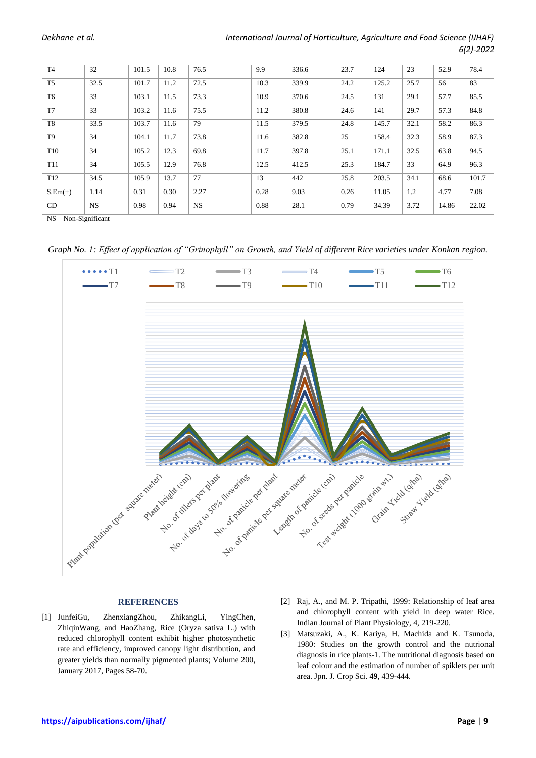| T4 | 32 | 101.5 | 10.8 | 76.5 | 9.9 | 336.6 | 23.7 | 124 | 23 | 52.9 | 78.4 |
|---|---|---|---|---|---|---|---|---|---|---|---|
| T5 | 32.5 | 101.7 | 11.2 | 72.5 | 10.3 | 339.9 | 24.2 | 125.2 | 25.7 | 56 | 83 |
| T6 | 33 | 103.1 | 11.5 | 73.3 | 10.9 | 370.6 | 24.5 | 131 | 29.1 | 57.7 | 85.5 |
| T7 | 33 | 103.2 | 11.6 | 75.5 | 11.2 | 380.8 | 24.6 | 141 | 29.7 | 57.3 | 84.8 |
| T8 | 33.5 | 103.7 | 11.6 | 79 | 11.5 | 379.5 | 24.8 | 145.7 | 32.1 | 58.2 | 86.3 |
| T9 | 34 | 104.1 | 11.7 | 73.8 | 11.6 | 382.8 | 25 | 158.4 | 32.3 | 58.9 | 87.3 |
| T10 | 34 | 105.2 | 12.3 | 69.8 | 11.7 | 397.8 | 25.1 | 171.1 | 32.5 | 63.8 | 94.5 |
| T11 | 34 | 105.5 | 12.9 | 76.8 | 12.5 | 412.5 | 25.3 | 184.7 | 33 | 64.9 | 96.3 |
| T12 | 34.5 | 105.9 | 13.7 | 77 | 13 | 442 | 25.8 | 203.5 | 34.1 | 68.6 | 101.7 |
| S.Em(±) | 1.14 | 0.31 | 0.30 | 2.27 | 0.28 | 9.03 | 0.26 | 11.05 | 1.2 | 4.77 | 7.08 |
| CD | NS | 0.98 | 0.94 | NS | 0.88 | 28.1 | 0.79 | 34.39 | 3.72 | 14.86 | 22.02 |
| NS – Non-Significant | | | | | | | | | | | |

*Graph No. 1: Effect of application of "Grinophyll" on Growth, and Yield of different Rice varieties under Konkan region.*

## REFERENCES

[1] JunfeiGu, ZhenxiangZhou, ZhikangLi, YingChen, ZhiqinWang, and HaoZhang, Rice (Oryza sativa L.) with reduced chlorophyll content exhibit higher photosynthetic rate and efficiency, improved canopy light distribution, and greater yields than normally pigmented plants; Volume 200, January 2017, Pages 58-70.

[2] Raj, A., and M. P. Tripathi, 1999: Relationship of leaf area and chlorophyll content with yield in deep water Rice. Indian Journal of Plant Physiology, 4, 219-220.

[3] Matsuzaki, A., K. Kariya, H. Machida and K. Tsunoda, 1980: Studies on the growth control and the nutrional diagnosis in rice plants-1. The nutritional diagnosis based on leaf colour and the estimation of number of spiklets per unit area. Jpn. J. Crop Sci. **49**, 439-444.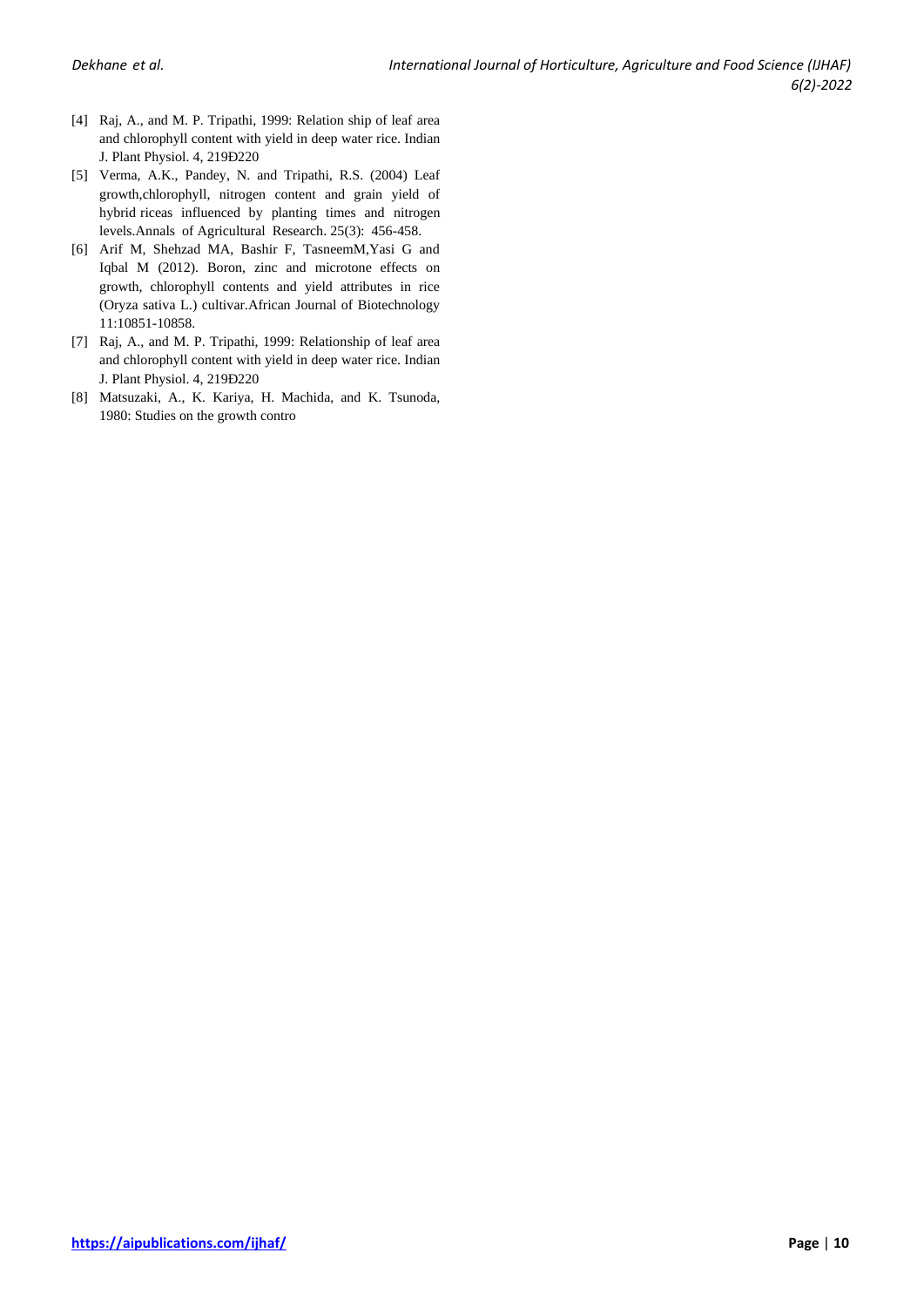[4] Raj, A., and M. P. Tripathi, 1999: Relation ship of leaf area and chlorophyll content with yield in deep water rice. Indian J. Plant Physiol. 4, 219Ð220

[5] Verma, A.K., Pandey, N. and Tripathi, R.S. (2004) Leaf growth,chlorophyll, nitrogen content and grain yield of hybrid riceas influenced by planting times and nitrogen levels.Annals of Agricultural Research. 25(3): 456-458.

[6] Arif M, Shehzad MA, Bashir F, TasneemM,Yasi G and Iqbal M (2012). Boron, zinc and microtone effects on growth, chlorophyll contents and yield attributes in rice (Oryza sativa L.) cultivar.African Journal of Biotechnology 11:10851-10858.

[7] Raj, A., and M. P. Tripathi, 1999: Relationship of leaf area and chlorophyll content with yield in deep water rice. Indian J. Plant Physiol. 4, 219Ð220

[8] Matsuzaki, A., K. Kariya, H. Machida, and K. Tsunoda, 1980: Studies on the growth contro